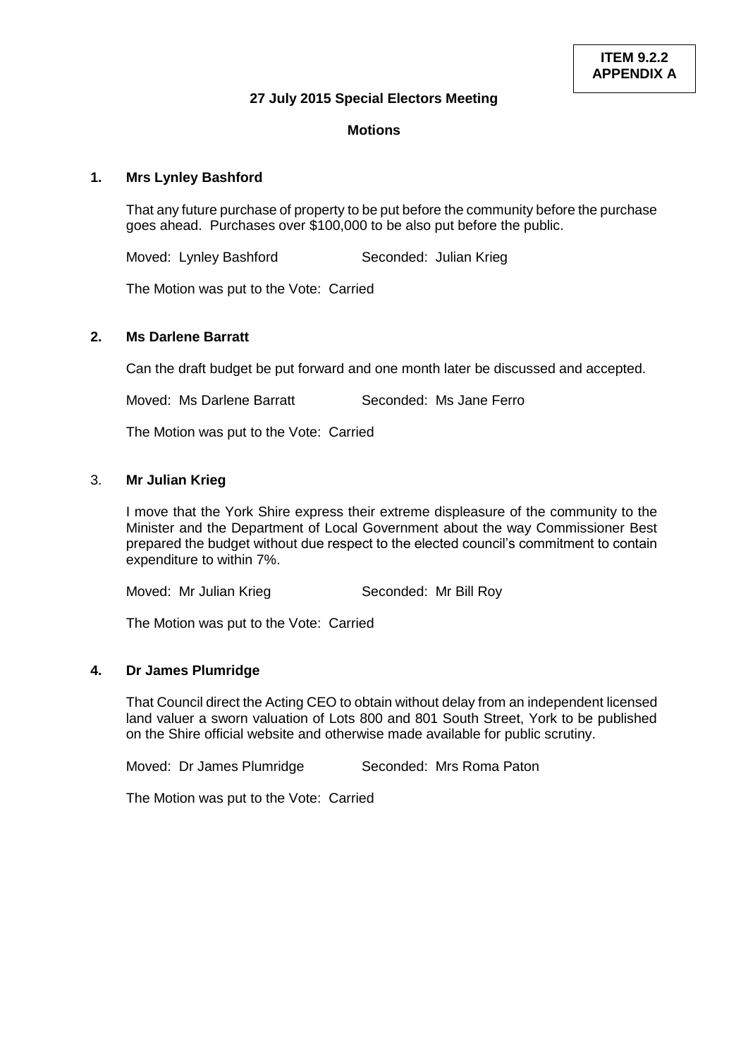**ITEM 9.2.2**
**APPENDIX A**

**27 July 2015 Special Electors Meeting**

**Motions**

**1. Mrs Lynley Bashford**

That any future purchase of property to be put before the community before the purchase goes ahead. Purchases over $100,000 to be also put before the public.

Moved: Lynley Bashford Seconded: Julian Krieg

The Motion was put to the Vote: Carried

**2. Ms Darlene Barratt**

Can the draft budget be put forward and one month later be discussed and accepted.

Moved: Ms Darlene Barratt Seconded: Ms Jane Ferro

The Motion was put to the Vote: Carried

3. **Mr Julian Krieg**

I move that the York Shire express their extreme displeasure of the community to the Minister and the Department of Local Government about the way Commissioner Best prepared the budget without due respect to the elected council's commitment to contain expenditure to within 7%.

Moved: Mr Julian Krieg Seconded: Mr Bill Roy

The Motion was put to the Vote: Carried

**4. Dr James Plumridge**

That Council direct the Acting CEO to obtain without delay from an independent licensed land valuer a sworn valuation of Lots 800 and 801 South Street, York to be published on the Shire official website and otherwise made available for public scrutiny.

Moved: Dr James Plumridge Seconded: Mrs Roma Paton

The Motion was put to the Vote: Carried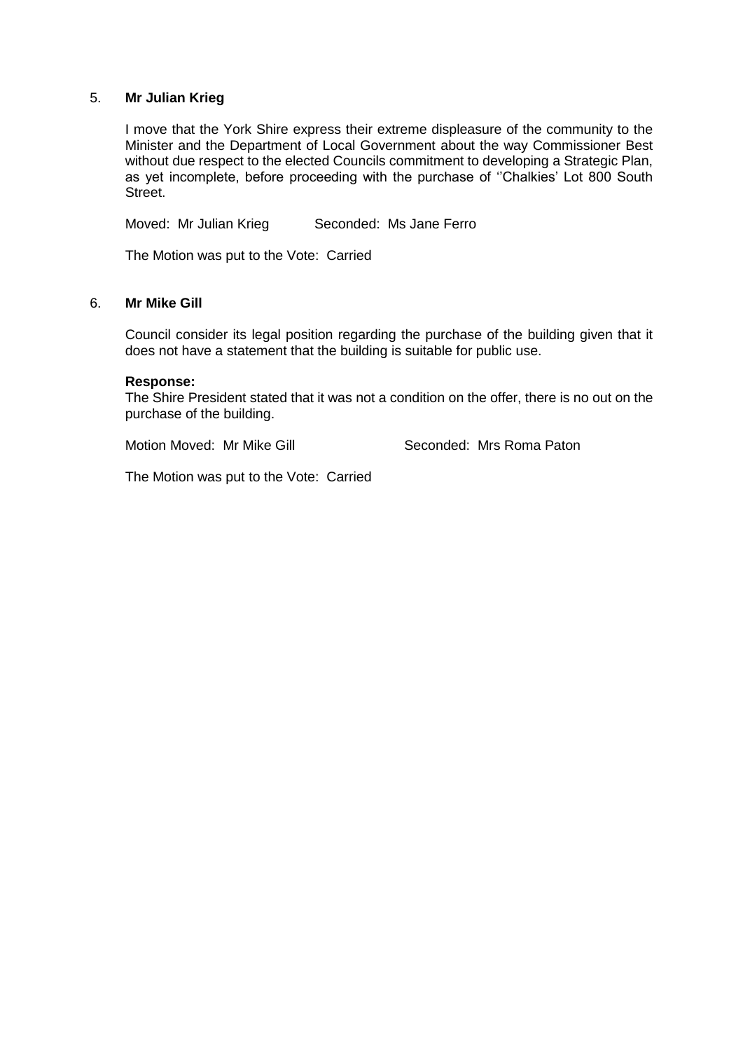5. **Mr Julian Krieg**

   I move that the York Shire express their extreme displeasure of the community to the Minister and the Department of Local Government about the way Commissioner Best without due respect to the elected Councils commitment to developing a Strategic Plan, as yet incomplete, before proceeding with the purchase of ''Chalkies' Lot 800 South Street.

   Moved: Mr Julian Krieg        Seconded: Ms Jane Ferro

   The Motion was put to the Vote: Carried

6. **Mr Mike Gill**

   Council consider its legal position regarding the purchase of the building given that it does not have a statement that the building is suitable for public use.

   **Response:**
   The Shire President stated that it was not a condition on the offer, there is no out on the purchase of the building.

   Motion Moved: Mr Mike Gill        Seconded: Mrs Roma Paton

   The Motion was put to the Vote: Carried